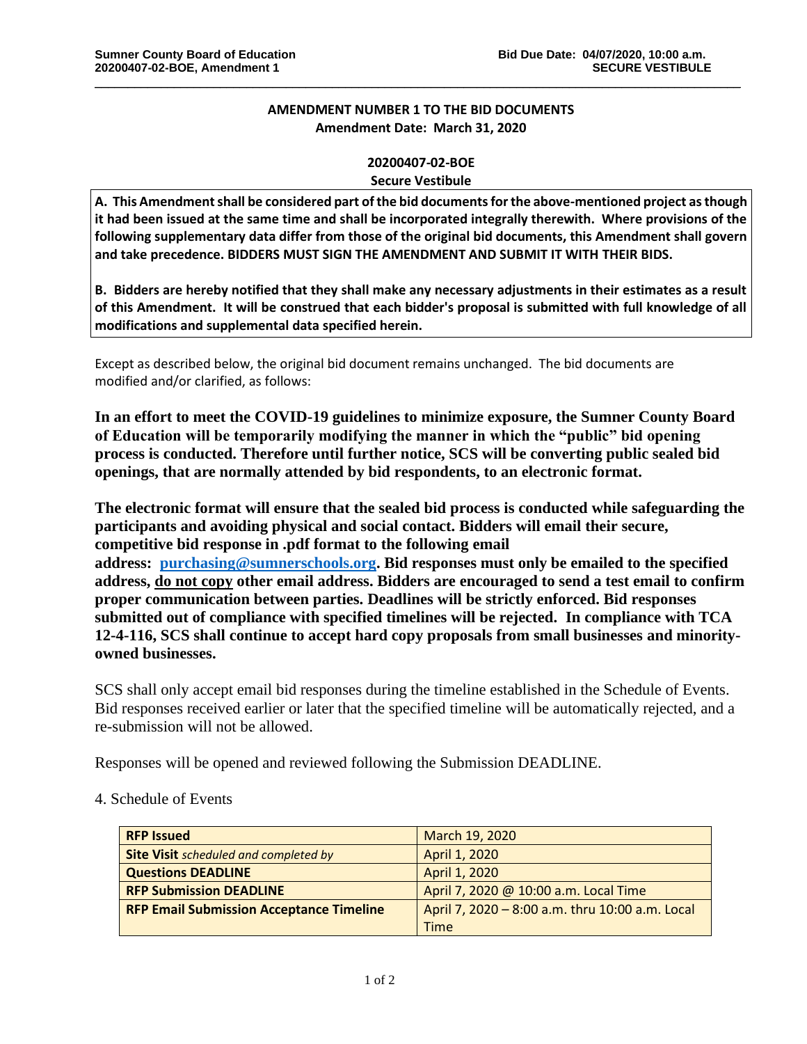**AMENDMENT NUMBER 1 TO THE BID DOCUMENTS**
**Amendment Date: March 31, 2020**

**20200407-02-BOE**
**Secure Vestibule**

**A. This Amendment shall be considered part of the bid documents for the above-mentioned project as though it had been issued at the same time and shall be incorporated integrally therewith. Where provisions of the following supplementary data differ from those of the original bid documents, this Amendment shall govern and take precedence. BIDDERS MUST SIGN THE AMENDMENT AND SUBMIT IT WITH THEIR BIDS.**

**B. Bidders are hereby notified that they shall make any necessary adjustments in their estimates as a result of this Amendment. It will be construed that each bidder's proposal is submitted with full knowledge of all modifications and supplemental data specified herein.**

Except as described below, the original bid document remains unchanged. The bid documents are modified and/or clarified, as follows:

**In an effort to meet the COVID-19 guidelines to minimize exposure, the Sumner County Board of Education will be temporarily modifying the manner in which the "public" bid opening process is conducted. Therefore until further notice, SCS will be converting public sealed bid openings, that are normally attended by bid respondents, to an electronic format.**

**The electronic format will ensure that the sealed bid process is conducted while safeguarding the participants and avoiding physical and social contact. Bidders will email their secure, competitive bid response in .pdf format to the following email address: purchasing@sumnerschools.org. Bid responses must only be emailed to the specified address, <u>do not copy</u> other email address. Bidders are encouraged to send a test email to confirm proper communication between parties. Deadlines will be strictly enforced. Bid responses submitted out of compliance with specified timelines will be rejected. In compliance with TCA 12-4-116, SCS shall continue to accept hard copy proposals from small businesses and minority-owned businesses.**

SCS shall only accept email bid responses during the timeline established in the Schedule of Events. Bid responses received earlier or later that the specified timeline will be automatically rejected, and a re-submission will not be allowed.

Responses will be opened and reviewed following the Submission DEADLINE.

4. Schedule of Events

| | |
|---|---|
| **RFP Issued** | March 19, 2020 |
| **Site Visit** *scheduled and completed by* | April 1, 2020 |
| **Questions DEADLINE** | April 1, 2020 |
| **RFP Submission DEADLINE** | April 7, 2020 @ 10:00 a.m. Local Time |
| **RFP Email Submission Acceptance Timeline** | April 7, 2020 – 8:00 a.m. thru 10:00 a.m. Local Time |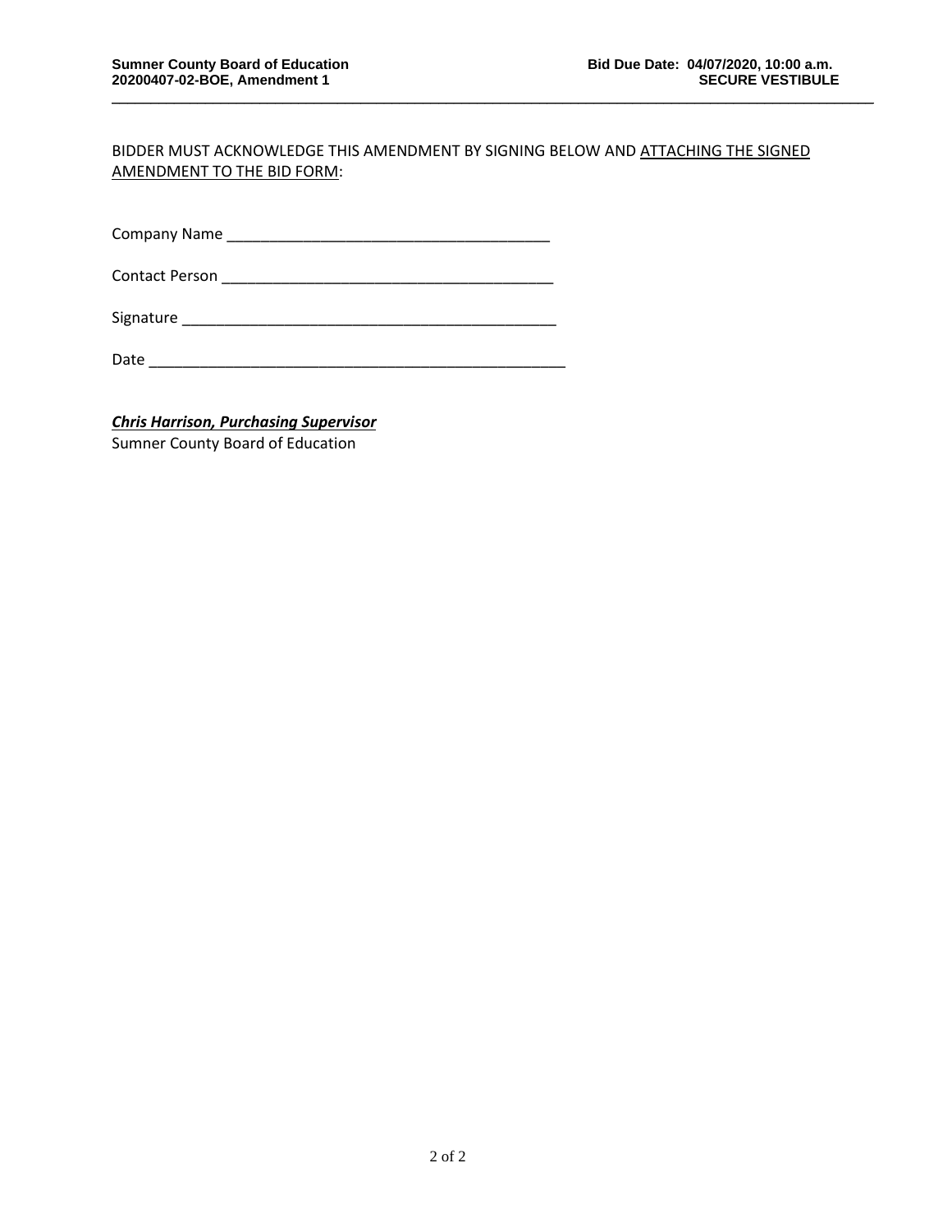BIDDER MUST ACKNOWLEDGE THIS AMENDMENT BY SIGNING BELOW AND <u>ATTACHING THE SIGNED AMENDMENT TO THE BID FORM</u>:

Company Name ______________________________________

Contact Person ______________________________________

Signature ____________________________________________

Date __________________________________________________

***<u>Chris Harrison, Purchasing Supervisor</u>***
Sumner County Board of Education